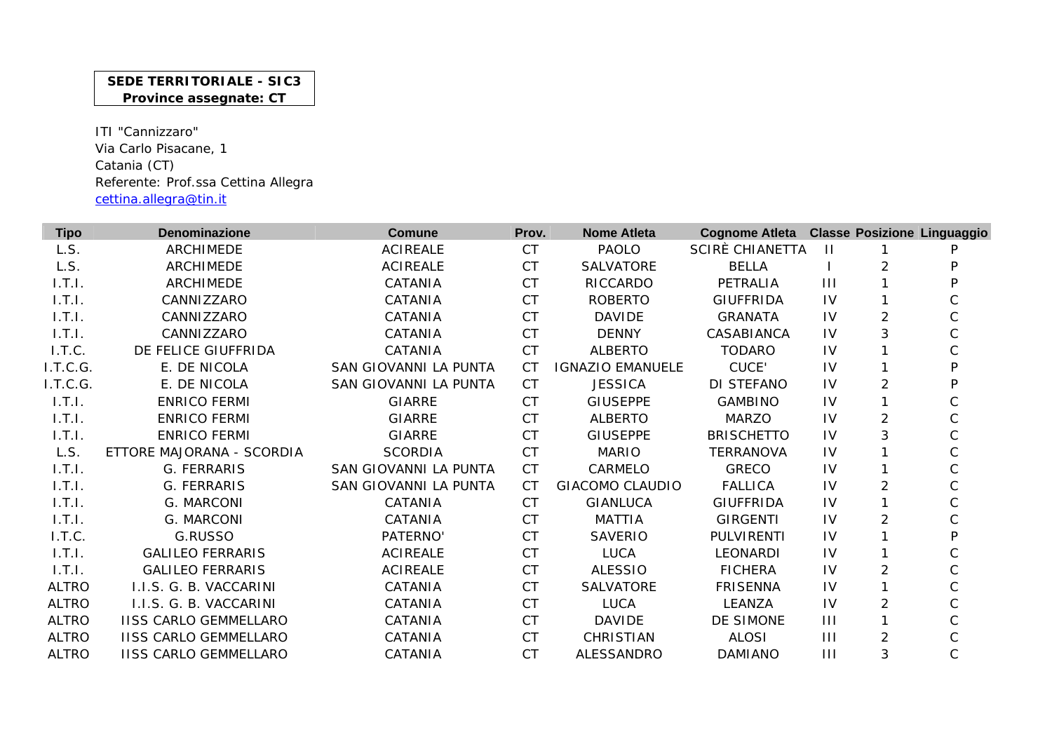**SEDE TERRITORIALE - SIC3**
**Province assegnate: CT**

ITI "Cannizzaro"
Via Carlo Pisacane, 1
Catania (CT)
Referente: Prof.ssa Cettina Allegra
cettina.allegra@tin.it

| Tipo | Denominazione | Comune | Prov. | Nome Atleta | Cognome Atleta | Classe | Posizione | Linguaggio |
|---|---|---|---|---|---|---|---|---|
| L.S. | ARCHIMEDE | ACIREALE | CT | PAOLO | SCIRÈ CHIANETTA | II | 1 | P |
| L.S. | ARCHIMEDE | ACIREALE | CT | SALVATORE | BELLA | I | 2 | P |
| I.T.I. | ARCHIMEDE | CATANIA | CT | RICCARDO | PETRALIA | III | 1 | P |
| I.T.I. | CANNIZZARO | CATANIA | CT | ROBERTO | GIUFFRIDA | IV | 1 | C |
| I.T.I. | CANNIZZARO | CATANIA | CT | DAVIDE | GRANATA | IV | 2 | C |
| I.T.I. | CANNIZZARO | CATANIA | CT | DENNY | CASABIANCA | IV | 3 | C |
| I.T.C. | DE FELICE GIUFFRIDA | CATANIA | CT | ALBERTO | TODARO | IV | 1 | C |
| I.T.C.G. | E. DE NICOLA | SAN GIOVANNI LA PUNTA | CT | IGNAZIO EMANUELE | CUCE' | IV | 1 | P |
| I.T.C.G. | E. DE NICOLA | SAN GIOVANNI LA PUNTA | CT | JESSICA | DI STEFANO | IV | 2 | P |
| I.T.I. | ENRICO FERMI | GIARRE | CT | GIUSEPPE | GAMBINO | IV | 1 | C |
| I.T.I. | ENRICO FERMI | GIARRE | CT | ALBERTO | MARZO | IV | 2 | C |
| I.T.I. | ENRICO FERMI | GIARRE | CT | GIUSEPPE | BRISCHETTO | IV | 3 | C |
| L.S. | ETTORE MAJORANA - SCORDIA | SCORDIA | CT | MARIO | TERRANOVA | IV | 1 | C |
| I.T.I. | G. FERRARIS | SAN GIOVANNI LA PUNTA | CT | CARMELO | GRECO | IV | 1 | C |
| I.T.I. | G. FERRARIS | SAN GIOVANNI LA PUNTA | CT | GIACOMO CLAUDIO | FALLICA | IV | 2 | C |
| I.T.I. | G. MARCONI | CATANIA | CT | GIANLUCA | GIUFFRIDA | IV | 1 | C |
| I.T.I. | G. MARCONI | CATANIA | CT | MATTIA | GIRGENTI | IV | 2 | C |
| I.T.C. | G.RUSSO | PATERNO' | CT | SAVERIO | PULVIRENTI | IV | 1 | P |
| I.T.I. | GALILEO FERRARIS | ACIREALE | CT | LUCA | LEONARDI | IV | 1 | C |
| I.T.I. | GALILEO FERRARIS | ACIREALE | CT | ALESSIO | FICHERA | IV | 2 | C |
| ALTRO | I.I.S. G. B. VACCARINI | CATANIA | CT | SALVATORE | FRISENNA | IV | 1 | C |
| ALTRO | I.I.S. G. B. VACCARINI | CATANIA | CT | LUCA | LEANZA | IV | 2 | C |
| ALTRO | IISS CARLO GEMMELLARO | CATANIA | CT | DAVIDE | DE SIMONE | III | 1 | C |
| ALTRO | IISS CARLO GEMMELLARO | CATANIA | CT | CHRISTIAN | ALOSI | III | 2 | C |
| ALTRO | IISS CARLO GEMMELLARO | CATANIA | CT | ALESSANDRO | DAMIANO | III | 3 | C |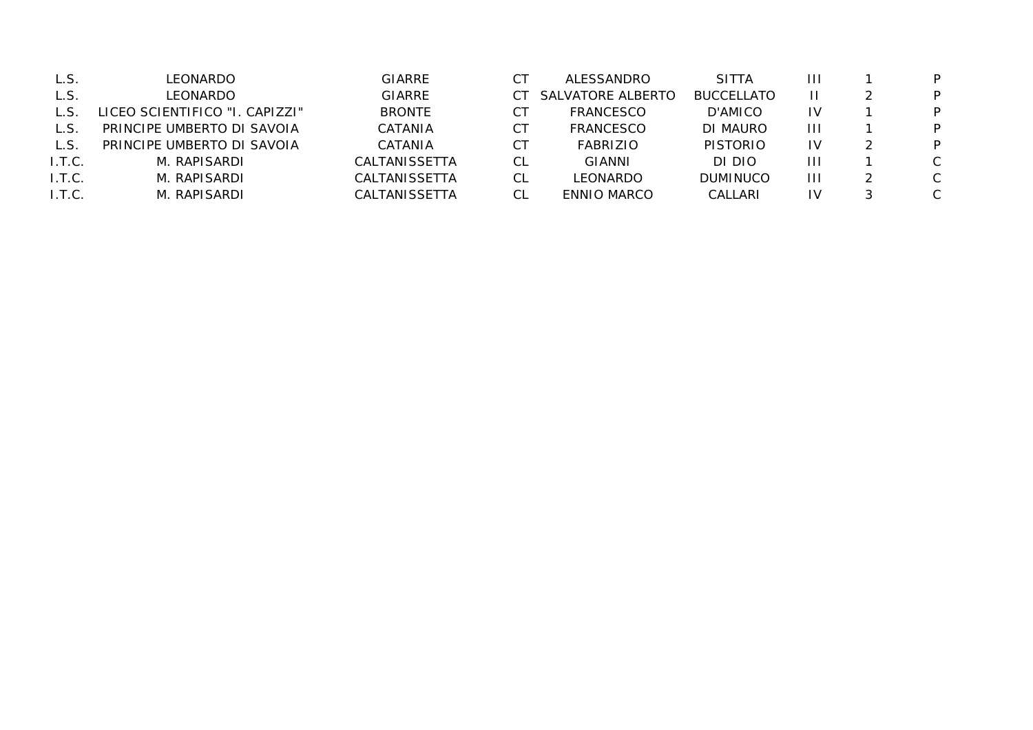| | | | | | | | | |
|---|---|---|---|---|---|---|---|---|
| L.S. | LEONARDO | GIARRE | CT | ALESSANDRO | SITTA | III | 1 | P |
| L.S. | LEONARDO | GIARRE | CT | SALVATORE ALBERTO | BUCCELLATO | II | 2 | P |
| L.S. | LICEO SCIENTIFICO "I. CAPIZZI" | BRONTE | CT | FRANCESCO | D'AMICO | IV | 1 | P |
| L.S. | PRINCIPE UMBERTO DI SAVOIA | CATANIA | CT | FRANCESCO | DI MAURO | III | 1 | P |
| L.S. | PRINCIPE UMBERTO DI SAVOIA | CATANIA | CT | FABRIZIO | PISTORIO | IV | 2 | P |
| I.T.C. | M. RAPISARDI | CALTANISSETTA | CL | GIANNI | DI DIO | III | 1 | C |
| I.T.C. | M. RAPISARDI | CALTANISSETTA | CL | LEONARDO | DUMINUCO | III | 2 | C |
| I.T.C. | M. RAPISARDI | CALTANISSETTA | CL | ENNIO MARCO | CALLARI | IV | 3 | C |